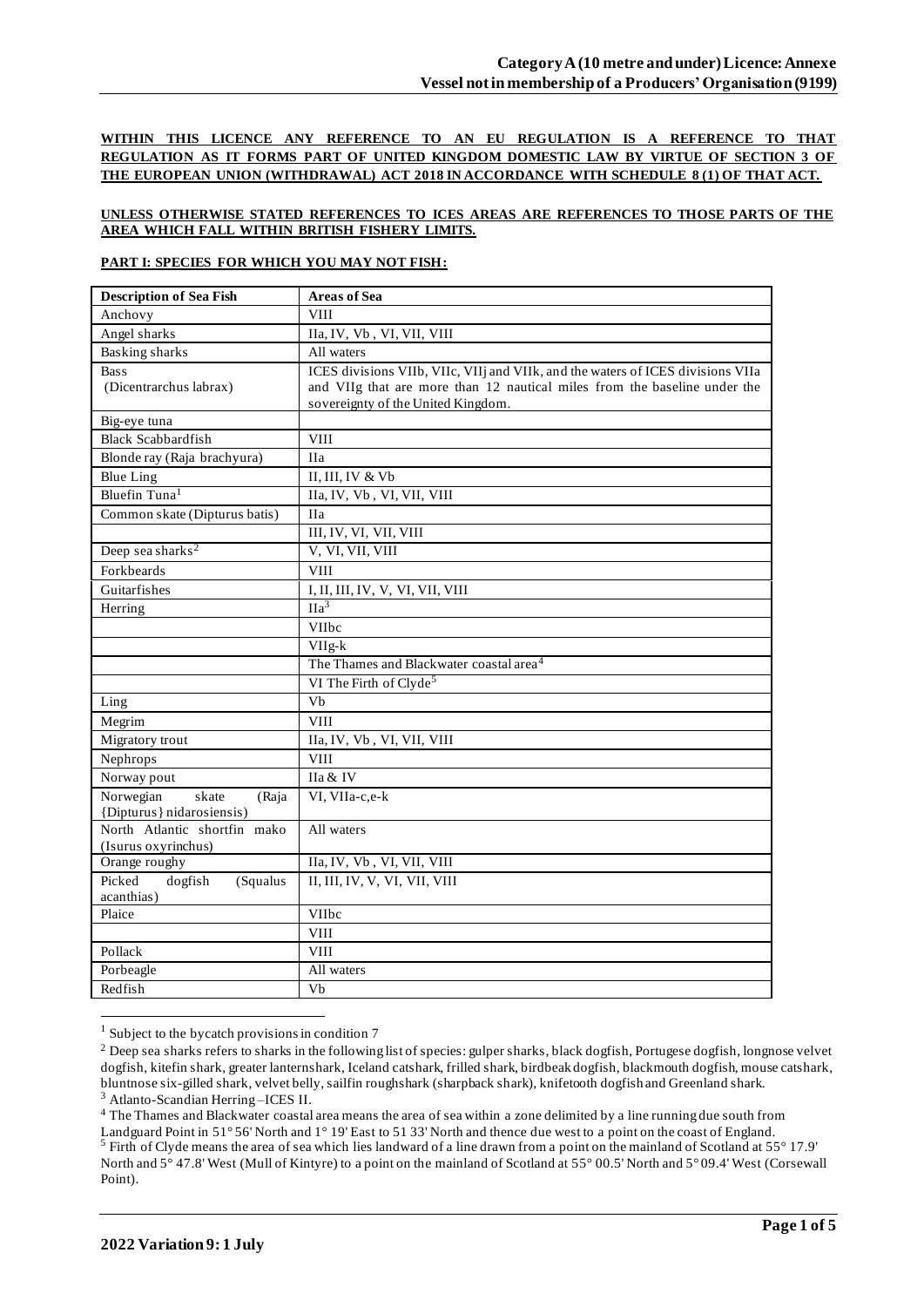**WITHIN THIS LICENCE ANY REFERENCE TO AN EU REGULATION IS A REFERENCE TO THAT REGULATION AS IT FORMS PART OF UNITED KINGDOM DOMESTIC LAW BY VIRTUE OF SECTION 3 OF THE EUROPEAN UNION (WITHDRAWAL) ACT 2018 IN ACCORDANCE WITH SCHEDULE 8 (1) OF THAT ACT.**

**UNLESS OTHERWISE STATED REFERENCES TO ICES AREAS ARE REFERENCES TO THOSE PARTS OF THE AREA WHICH FALL WITHIN BRITISH FISHERY LIMITS.**

**PART I: SPECIES FOR WHICH YOU MAY NOT FISH:**

| Description of Sea Fish | Areas of Sea |
|---|---|
| Anchovy | VIII |
| Angel sharks | IIa, IV, Vb , VI, VII, VIII |
| Basking sharks | All waters |
| Bass (Dicentrarchus labrax) | ICES divisions VIIb, VIIc, VIIj and VIIk, and the waters of ICES divisions VIIa and VIIg that are more than 12 nautical miles from the baseline under the sovereignty of the United Kingdom. |
| Big-eye tuna | |
| Black Scabbardfish | VIII |
| Blonde ray (Raja brachyura) | IIa |
| Blue Ling | II, III, IV & Vb |
| Bluefin Tuna[1] | IIa, IV, Vb , VI, VII, VIII |
| Common skate (Dipturus batis) | IIa |
| | III, IV, VI, VII, VIII |
| Deep sea sharks[2] | V, VI, VII, VIII |
| Forkbeards | VIII |
| Guitarfishes | I, II, III, IV, V, VI, VII, VIII |
| Herring | IIa[3] |
| | VIIbc |
| | VIIg-k |
| | The Thames and Blackwater coastal area[4] |
| | VI The Firth of Clyde[5] |
| Ling | Vb |
| Megrim | VIII |
| Migratory trout | IIa, IV, Vb , VI, VII, VIII |
| Nephrops | VIII |
| Norway pout | IIa & IV |
| Norwegian skate (Raja {Dipturus} nidarosiensis) | VI, VIIa-c,e-k |
| North Atlantic shortfin mako (Isurus oxyrinchus) | All waters |
| Orange roughy | IIa, IV, Vb , VI, VII, VIII |
| Picked dogfish (Squalus acanthias) | II, III, IV, V, VI, VII, VIII |
| Plaice | VIIbc |
| | VIII |
| Pollack | VIII |
| Porbeagle | All waters |
| Redfish | Vb |

[1] Subject to the bycatch provisions in condition 7

[2] Deep sea sharks refers to sharks in the following list of species: gulper sharks, black dogfish, Portugese dogfish, longnose velvet dogfish, kitefin shark, greater lanternshark, Iceland catshark, frilled shark, birdbeak dogfish, blackmouth dogfish, mouse catshark, bluntnose six-gilled shark, velvet belly, sailfin roughshark (sharpback shark), knifetooth dogfish and Greenland shark.

[3] Atlanto-Scandian Herring –ICES II.

[4] The Thames and Blackwater coastal area means the area of sea within a zone delimited by a line running due south from Landguard Point in 51° 56' North and 1° 19' East to 51 33' North and thence due west to a point on the coast of England.

[5] Firth of Clyde means the area of sea which lies landward of a line drawn from a point on the mainland of Scotland at 55° 17.9' North and 5° 47.8' West (Mull of Kintyre) to a point on the mainland of Scotland at 55° 00.5' North and 5° 09.4' West (Corsewall Point).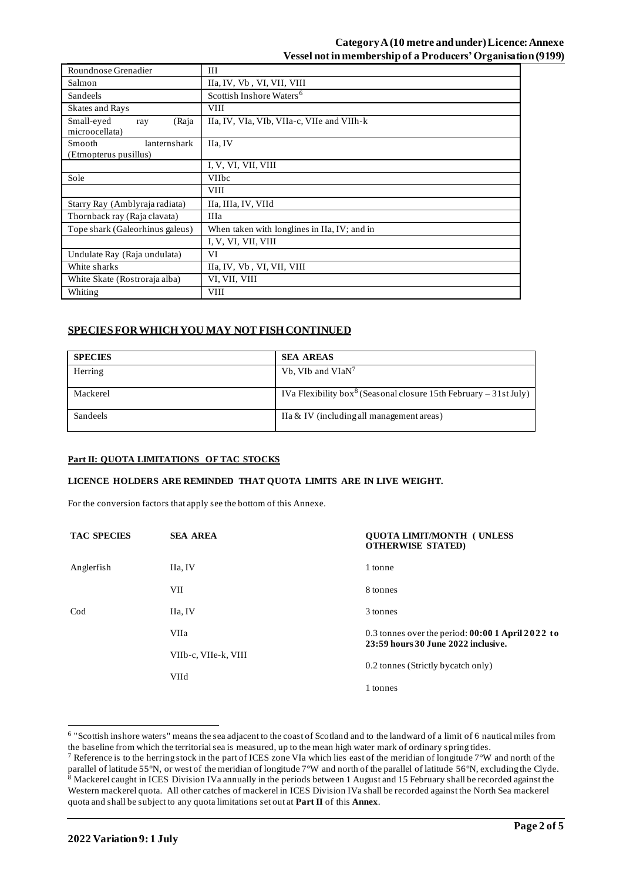| Roundnose Grenadier | III |
|---|---|
| Salmon | IIa, IV, Vb , VI, VII, VIII |
| Sandeels | Scottish Inshore Waters[6] |
| Skates and Rays | VIII |
| Small-eyed ray (Raja microocellata) | IIa, IV, VIa, VIb, VIIa-c, VIIe and VIIh-k |
| Smooth lanternshark (Etmopterus pusillus) | IIa, IV |
| | I, V, VI, VII, VIII |
| Sole | VIIbc |
| | VIII |
| Starry Ray (Amblyraja radiata) | IIa, IIIa, IV, VIId |
| Thornback ray (Raja clavata) | IIIa |
| Tope shark (Galeorhinus galeus) | When taken with longlines in IIa, IV; and in |
| | I, V, VI, VII, VIII |
| Undulate Ray (Raja undulata) | VI |
| White sharks | IIa, IV, Vb , VI, VII, VIII |
| White Skate (Rostroraja alba) | VI, VII, VIII |
| Whiting | VIII |

## SPECIES FOR WHICH YOU MAY NOT FISH CONTINUED

| SPECIES | SEA AREAS |
|---|---|
| Herring | Vb, VIb and VIaN[7] |
| Mackerel | IVa Flexibility box[8] (Seasonal closure 15th February – 31st July) |
| Sandeels | IIa & IV (including all management areas) |

### Part II: QUOTA LIMITATIONS OF TAC STOCKS

**LICENCE HOLDERS ARE REMINDED THAT QUOTA LIMITS ARE IN LIVE WEIGHT.**

For the conversion factors that apply see the bottom of this Annexe.

| TAC SPECIES | SEA AREA | QUOTA LIMIT/MONTH (UNLESS OTHERWISE STATED) |
|---|---|---|
| Anglerfish | IIa, IV | 1 tonne |
| | VII | 8 tonnes |
| Cod | IIa, IV | 3 tonnes |
| | VIIa | 0.3 tonnes over the period: **00:00 1 April 2022 to 23:59 hours 30 June 2022 inclusive.** |
| | VIIb-c, VIIe-k, VIII | 0.2 tonnes (Strictly bycatch only) |
| | VIId | 1 tonnes |

[6] "Scottish inshore waters" means the sea adjacent to the coast of Scotland and to the landward of a limit of 6 nautical miles from the baseline from which the territorial sea is measured, up to the mean high water mark of ordinary spring tides.

[7] Reference is to the herring stock in the part of ICES zone VIa which lies east of the meridian of longitude 7°W and north of the parallel of latitude 55°N, or west of the meridian of longitude 7°W and north of the parallel of latitude 56°N, excluding the Clyde.

[8] Mackerel caught in ICES Division IVa annually in the periods between 1 August and 15 February shall be recorded against the Western mackerel quota. All other catches of mackerel in ICES Division IVa shall be recorded against the North Sea mackerel quota and shall be subject to any quota limitations set out at **Part II** of this **Annex**.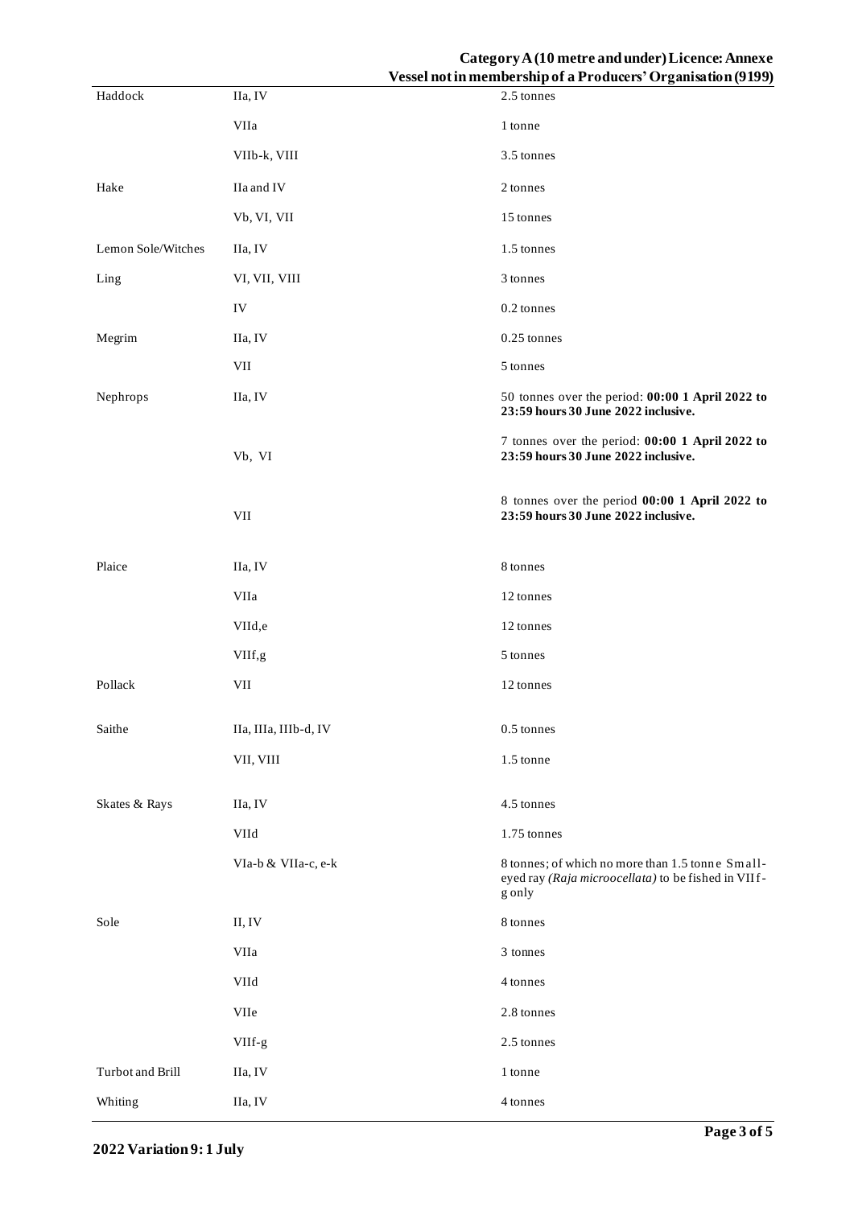| | | |
|---|---|---|
| Haddock | IIa, IV | 2.5 tonnes |
| | VIIa | 1 tonne |
| | VIIb-k, VIII | 3.5 tonnes |
| Hake | IIa and IV | 2 tonnes |
| | Vb, VI, VII | 15 tonnes |
| Lemon Sole/Witches | IIa, IV | 1.5 tonnes |
| Ling | VI, VII, VIII | 3 tonnes |
| | IV | 0.2 tonnes |
| Megrim | IIa, IV | 0.25 tonnes |
| | VII | 5 tonnes |
| Nephrops | IIa, IV | 50 tonnes over the period: **00:00 1 April 2022 to 23:59 hours 30 June 2022 inclusive.** |
| | Vb, VI | 7 tonnes over the period: **00:00 1 April 2022 to 23:59 hours 30 June 2022 inclusive.** |
| | VII | 8 tonnes over the period **00:00 1 April 2022 to 23:59 hours 30 June 2022 inclusive.** |
| Plaice | IIa, IV | 8 tonnes |
| | VIIa | 12 tonnes |
| | VIId,e | 12 tonnes |
| | VIIf,g | 5 tonnes |
| Pollack | VII | 12 tonnes |
| Saithe | IIa, IIIa, IIIb-d, IV | 0.5 tonnes |
| | VII, VIII | 1.5 tonne |
| Skates & Rays | IIa, IV | 4.5 tonnes |
| | VIId | 1.75 tonnes |
| | VIa-b & VIIa-c, e-k | 8 tonnes; of which no more than 1.5 tonne Small-eyed ray *(Raja microocellata)* to be fished in VII f-g only |
| Sole | II, IV | 8 tonnes |
| | VIIa | 3 tonnes |
| | VIId | 4 tonnes |
| | VIIe | 2.8 tonnes |
| | VIIf-g | 2.5 tonnes |
| Turbot and Brill | IIa, IV | 1 tonne |
| Whiting | IIa, IV | 4 tonnes |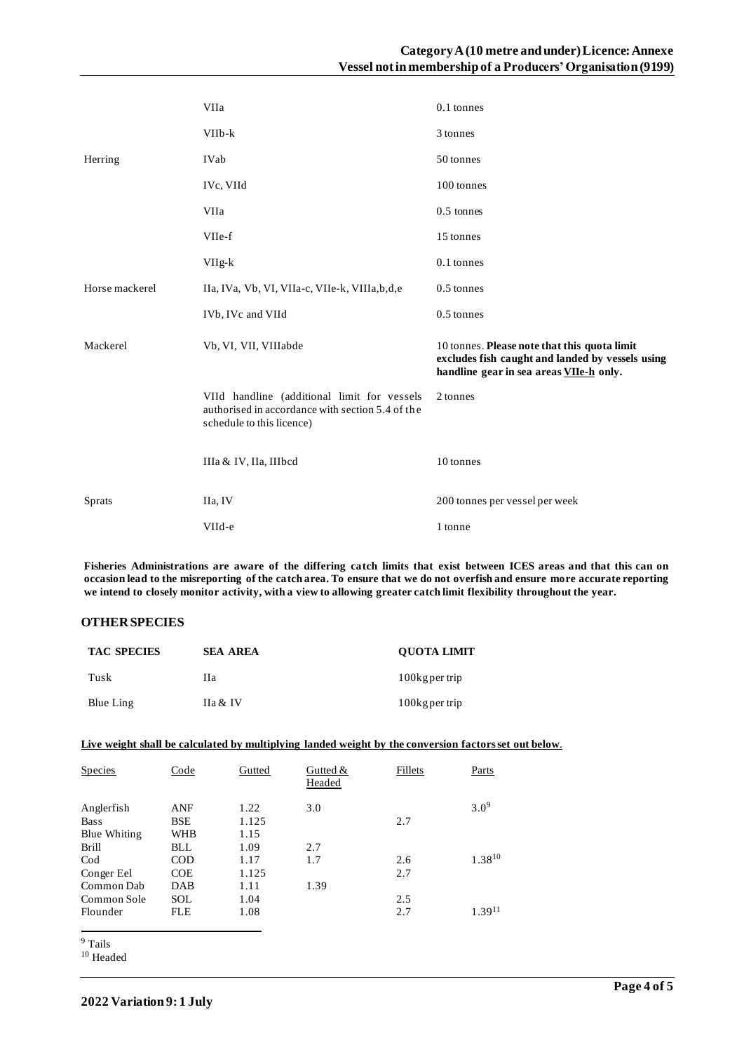| | | |
|---|---|---|
| | VIIa | 0.1 tonnes |
| | VIIb-k | 3 tonnes |
| Herring | IVab | 50 tonnes |
| | IVc, VIId | 100 tonnes |
| | VIIa | 0.5 tonnes |
| | VIIe-f | 15 tonnes |
| | VIIg-k | 0.1 tonnes |
| Horse mackerel | IIa, IVa, Vb, VI, VIIa-c, VIIe-k, VIIIa,b,d,e | 0.5 tonnes |
| | IVb, IVc and VIId | 0.5 tonnes |
| Mackerel | Vb, VI, VII, VIIIabde | 10 tonnes. **Please note that this quota limit excludes fish caught and landed by vessels using handline gear in sea areas <u>VIIe-h</u> only.** |
| | VIId handline (additional limit for vessels authorised in accordance with section 5.4 of the schedule to this licence) | 2 tonnes |
| | IIIa & IV, IIa, IIIbcd | 10 tonnes |
| Sprats | IIa, IV | 200 tonnes per vessel per week |
| | VIId-e | 1 tonne |

**Fisheries Administrations are aware of the differing catch limits that exist between ICES areas and that this can on occasion lead to the misreporting of the catch area. To ensure that we do not overfish and ensure more accurate reporting we intend to closely monitor activity, with a view to allowing greater catch limit flexibility throughout the year.**

## OTHER SPECIES

| TAC SPECIES | SEA AREA | QUOTA LIMIT |
|---|---|---|
| Tusk | IIa | 100kg per trip |
| Blue Ling | IIa & IV | 100kg per trip |

**<u>Live weight shall be calculated by multiplying landed weight by the conversion factors set out below</u>.**

| Species | Code | Gutted | Gutted & Headed | Fillets | Parts |
|---|---|---|---|---|---|
| Anglerfish | ANF | 1.22 | 3.0 | | 3.0[9] |
| Bass | BSE | 1.125 | | 2.7 | |
| Blue Whiting | WHB | 1.15 | | | |
| Brill | BLL | 1.09 | 2.7 | | |
| Cod | COD | 1.17 | 1.7 | 2.6 | 1.38[10] |
| Conger Eel | COE | 1.125 | | 2.7 | |
| Common Dab | DAB | 1.11 | 1.39 | | |
| Common Sole | SOL | 1.04 | | 2.5 | |
| Flounder | FLE | 1.08 | | 2.7 | 1.39[11] |

[9] Tails

[10] Headed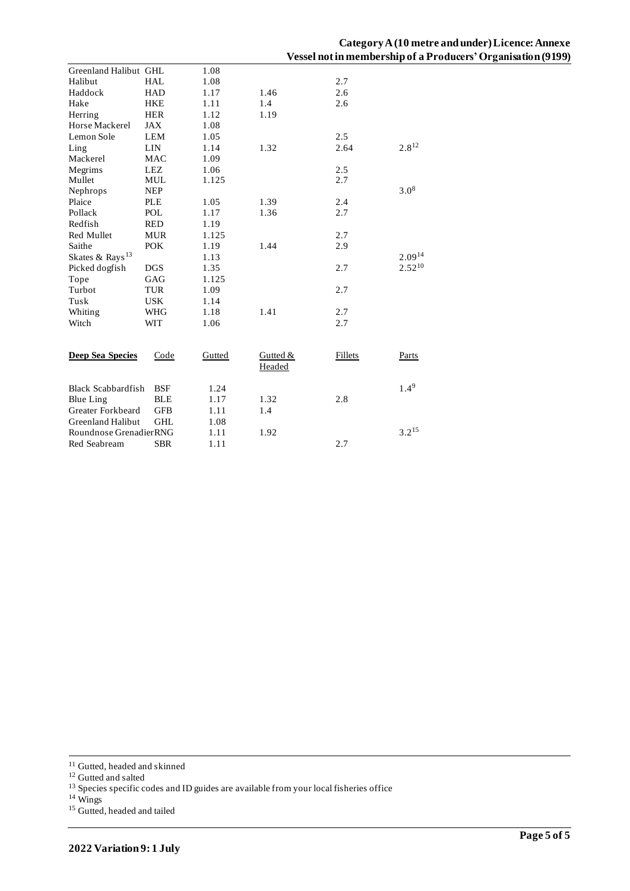| | | | | | |
|---|---|---|---|---|---|
| Greenland Halibut | GHL | 1.08 | | | |
| Halibut | HAL | 1.08 | | 2.7 | |
| Haddock | HAD | 1.17 | 1.46 | 2.6 | |
| Hake | HKE | 1.11 | 1.4 | 2.6 | |
| Herring | HER | 1.12 | 1.19 | | |
| Horse Mackerel | JAX | 1.08 | | | |
| Lemon Sole | LEM | 1.05 | | 2.5 | |
| Ling | LIN | 1.14 | 1.32 | 2.64 | 2.8[12] |
| Mackerel | MAC | 1.09 | | | |
| Megrims | LEZ | 1.06 | | 2.5 | |
| Mullet | MUL | 1.125 | | 2.7 | |
| Nephrops | NEP | | | | 3.0[8] |
| Plaice | PLE | 1.05 | 1.39 | 2.4 | |
| Pollack | POL | 1.17 | 1.36 | 2.7 | |
| Redfish | RED | 1.19 | | | |
| Red Mullet | MUR | 1.125 | | 2.7 | |
| Saithe | POK | 1.19 | 1.44 | 2.9 | |
| Skates & Rays[13] | | 1.13 | | | 2.09[14] |
| Picked dogfish | DGS | 1.35 | | 2.7 | 2.52[10] |
| Tope | GAG | 1.125 | | | |
| Turbot | TUR | 1.09 | | 2.7 | |
| Tusk | USK | 1.14 | | | |
| Whiting | WHG | 1.18 | 1.41 | 2.7 | |
| Witch | WIT | 1.06 | | 2.7 | |

| **Deep Sea Species** | Code | Gutted | Gutted & Headed | Fillets | Parts |
|---|---|---|---|---|---|
| Black Scabbardfish | BSF | 1.24 | | | 1.4[9] |
| Blue Ling | BLE | 1.17 | 1.32 | 2.8 | |
| Greater Forkbeard | GFB | 1.11 | 1.4 | | |
| Greenland Halibut | GHL | 1.08 | | | |
| Roundnose Grenadier | RNG | 1.11 | 1.92 | | 3.2[15] |
| Red Seabream | SBR | 1.11 | | 2.7 | |

[11] Gutted, headed and skinned

[12] Gutted and salted

[13] Species specific codes and ID guides are available from your local fisheries office

[14] Wings

[15] Gutted, headed and tailed